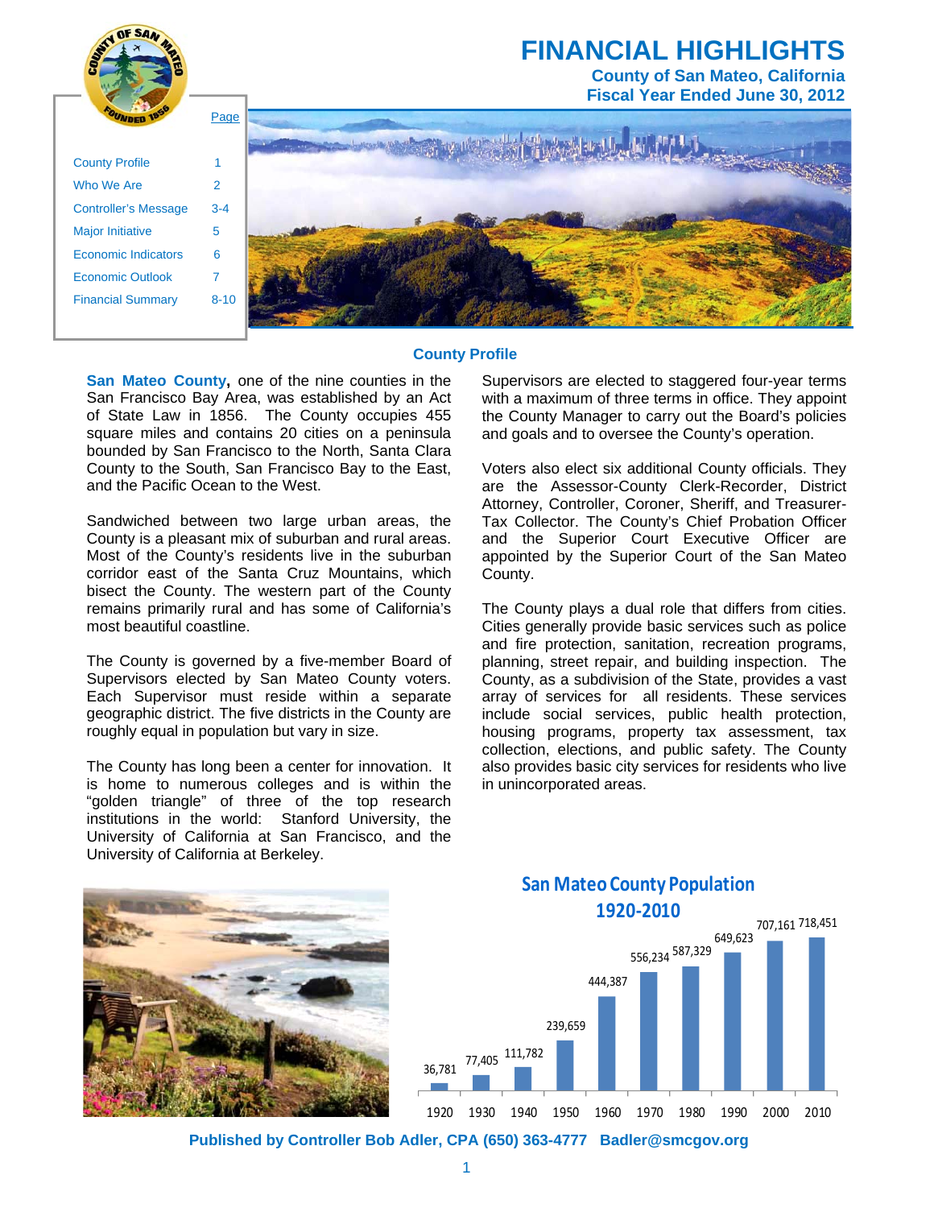# FINANCIAL HIGHLIGHTS

**County of San Mateo, California**
**Fiscal Year Ended June 30, 2012**

| | Page |
|---|---|
| County Profile | 1 |
| Who We Are | 2 |
| Controller's Message | 3-4 |
| Major Initiative | 5 |
| Economic Indicators | 6 |
| Economic Outlook | 7 |
| Financial Summary | 8-10 |

## County Profile

**San Mateo County,** one of the nine counties in the San Francisco Bay Area, was established by an Act of State Law in 1856. The County occupies 455 square miles and contains 20 cities on a peninsula bounded by San Francisco to the North, Santa Clara County to the South, San Francisco Bay to the East, and the Pacific Ocean to the West.

Sandwiched between two large urban areas, the County is a pleasant mix of suburban and rural areas. Most of the County's residents live in the suburban corridor east of the Santa Cruz Mountains, which bisect the County. The western part of the County remains primarily rural and has some of California's most beautiful coastline.

The County is governed by a five-member Board of Supervisors elected by San Mateo County voters. Each Supervisor must reside within a separate geographic district. The five districts in the County are roughly equal in population but vary in size.

The County has long been a center for innovation. It is home to numerous colleges and is within the "golden triangle" of three of the top research institutions in the world: Stanford University, the University of California at San Francisco, and the University of California at Berkeley.

Supervisors are elected to staggered four-year terms with a maximum of three terms in office. They appoint the County Manager to carry out the Board's policies and goals and to oversee the County's operation.

Voters also elect six additional County officials. They are the Assessor-County Clerk-Recorder, District Attorney, Controller, Coroner, Sheriff, and Treasurer-Tax Collector. The County's Chief Probation Officer and the Superior Court Executive Officer are appointed by the Superior Court of the San Mateo County.

The County plays a dual role that differs from cities. Cities generally provide basic services such as police and fire protection, sanitation, recreation programs, planning, street repair, and building inspection. The County, as a subdivision of the State, provides a vast array of services for all residents. These services include social services, public health protection, housing programs, property tax assessment, tax collection, elections, and public safety. The County also provides basic city services for residents who live in unincorporated areas.

### San Mateo County Population 1920-2010

| Year | Population |
|---|---|
| 1920 | 36,781 |
| 1930 | 77,405 |
| 1940 | 111,782 |
| 1950 | 239,659 |
| 1960 | 444,387 |
| 1970 | 556,234 |
| 1980 | 587,329 |
| 1990 | 649,623 |
| 2000 | 707,161 |
| 2010 | 718,451 |

**Published by Controller Bob Adler, CPA (650) 363-4777 Badler@smcgov.org**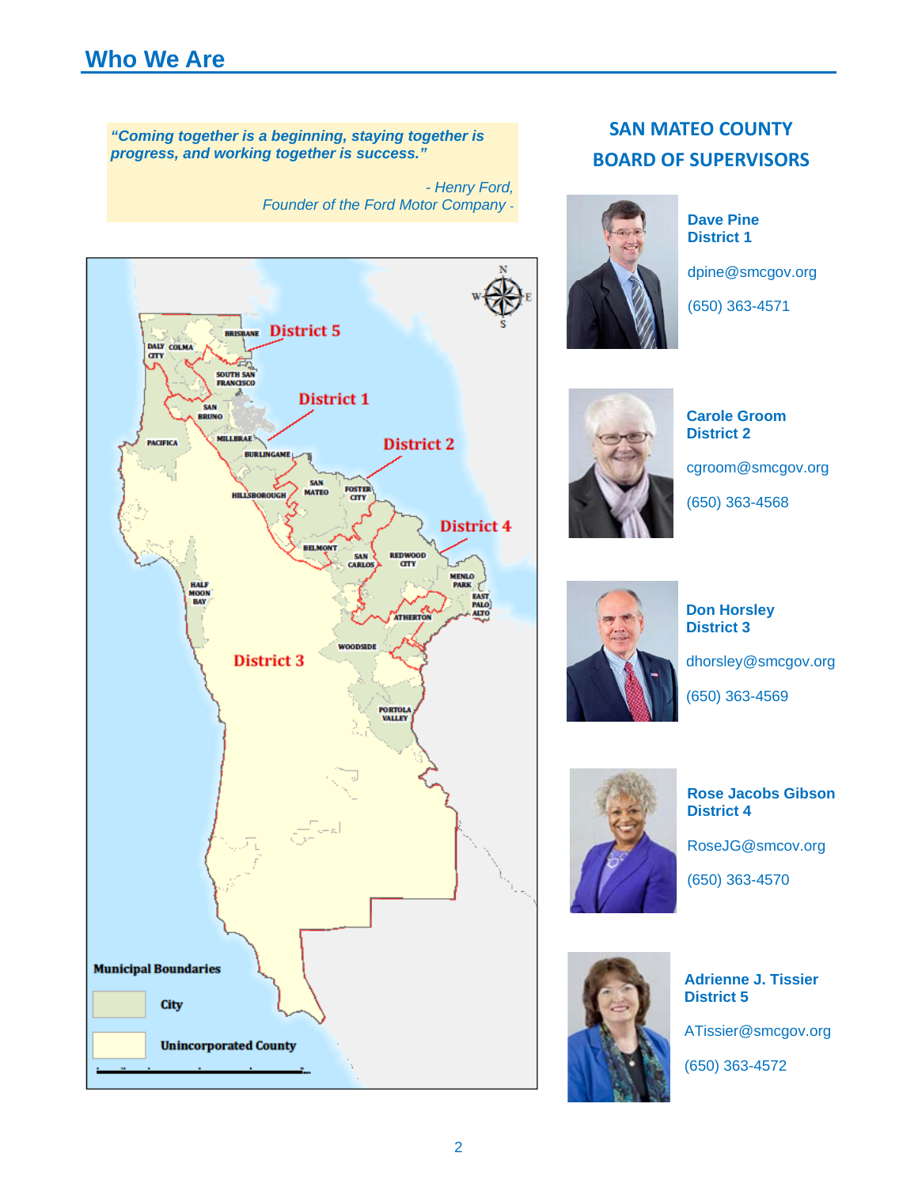# Who We Are

> *"Coming together is a beginning, staying together is progress, and working together is success."*
>
> *- Henry Ford,*
> *Founder of the Ford Motor Company -*

## SAN MATEO COUNTY BOARD OF SUPERVISORS

**Dave Pine**
**District 1**

dpine@smcgov.org

(650) 363-4571

**Carole Groom**
**District 2**

cgroom@smcgov.org

(650) 363-4568

**Don Horsley**
**District 3**

dhorsley@smcgov.org

(650) 363-4569

**Rose Jacobs Gibson**
**District 4**

RoseJG@smcov.org

(650) 363-4570

**Adrienne J. Tissier**
**District 5**

ATissier@smcgov.org

(650) 363-4572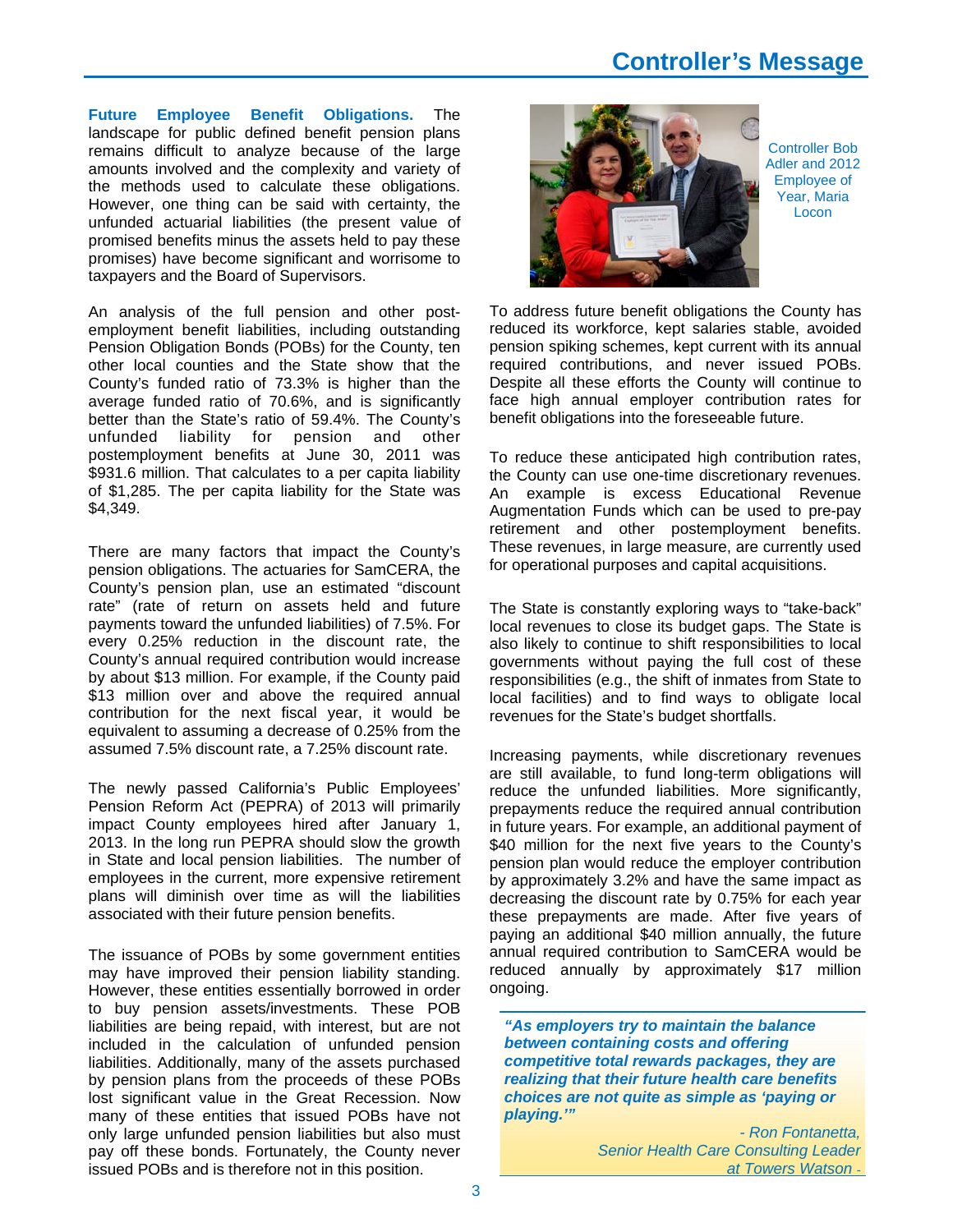# Controller's Message

**Future Employee Benefit Obligations.** The landscape for public defined benefit pension plans remains difficult to analyze because of the large amounts involved and the complexity and variety of the methods used to calculate these obligations. However, one thing can be said with certainty, the unfunded actuarial liabilities (the present value of promised benefits minus the assets held to pay these promises) have become significant and worrisome to taxpayers and the Board of Supervisors.

An analysis of the full pension and other post-employment benefit liabilities, including outstanding Pension Obligation Bonds (POBs) for the County, ten other local counties and the State show that the County's funded ratio of 73.3% is higher than the average funded ratio of 70.6%, and is significantly better than the State's ratio of 59.4%. The County's unfunded liability for pension and other postemployment benefits at June 30, 2011 was $931.6 million. That calculates to a per capita liability of $1,285. The per capita liability for the State was $4,349.

There are many factors that impact the County's pension obligations. The actuaries for SamCERA, the County's pension plan, use an estimated "discount rate" (rate of return on assets held and future payments toward the unfunded liabilities) of 7.5%. For every 0.25% reduction in the discount rate, the County's annual required contribution would increase by about $13 million. For example, if the County paid $13 million over and above the required annual contribution for the next fiscal year, it would be equivalent to assuming a decrease of 0.25% from the assumed 7.5% discount rate, a 7.25% discount rate.

The newly passed California's Public Employees' Pension Reform Act (PEPRA) of 2013 will primarily impact County employees hired after January 1, 2013. In the long run PEPRA should slow the growth in State and local pension liabilities. The number of employees in the current, more expensive retirement plans will diminish over time as will the liabilities associated with their future pension benefits.

The issuance of POBs by some government entities may have improved their pension liability standing. However, these entities essentially borrowed in order to buy pension assets/investments. These POB liabilities are being repaid, with interest, but are not included in the calculation of unfunded pension liabilities. Additionally, many of the assets purchased by pension plans from the proceeds of these POBs lost significant value in the Great Recession. Now many of these entities that issued POBs have not only large unfunded pension liabilities but also must pay off these bonds. Fortunately, the County never issued POBs and is therefore not in this position.

Controller Bob Adler and 2012 Employee of Year, Maria Locon

To address future benefit obligations the County has reduced its workforce, kept salaries stable, avoided pension spiking schemes, kept current with its annual required contributions, and never issued POBs. Despite all these efforts the County will continue to face high annual employer contribution rates for benefit obligations into the foreseeable future.

To reduce these anticipated high contribution rates, the County can use one-time discretionary revenues. An example is excess Educational Revenue Augmentation Funds which can be used to pre-pay retirement and other postemployment benefits. These revenues, in large measure, are currently used for operational purposes and capital acquisitions.

The State is constantly exploring ways to "take-back" local revenues to close its budget gaps. The State is also likely to continue to shift responsibilities to local governments without paying the full cost of these responsibilities (e.g., the shift of inmates from State to local facilities) and to find ways to obligate local revenues for the State's budget shortfalls.

Increasing payments, while discretionary revenues are still available, to fund long-term obligations will reduce the unfunded liabilities. More significantly, prepayments reduce the required annual contribution in future years. For example, an additional payment of $40 million for the next five years to the County's pension plan would reduce the employer contribution by approximately 3.2% and have the same impact as decreasing the discount rate by 0.75% for each year these prepayments are made. After five years of paying an additional $40 million annually, the future annual required contribution to SamCERA would be reduced annually by approximately $17 million ongoing.

> ***"As employers try to maintain the balance between containing costs and offering competitive total rewards packages, they are realizing that their future health care benefits choices are not quite as simple as 'paying or playing.'"***
>
> *- Ron Fontanetta, Senior Health Care Consulting Leader at Towers Watson -*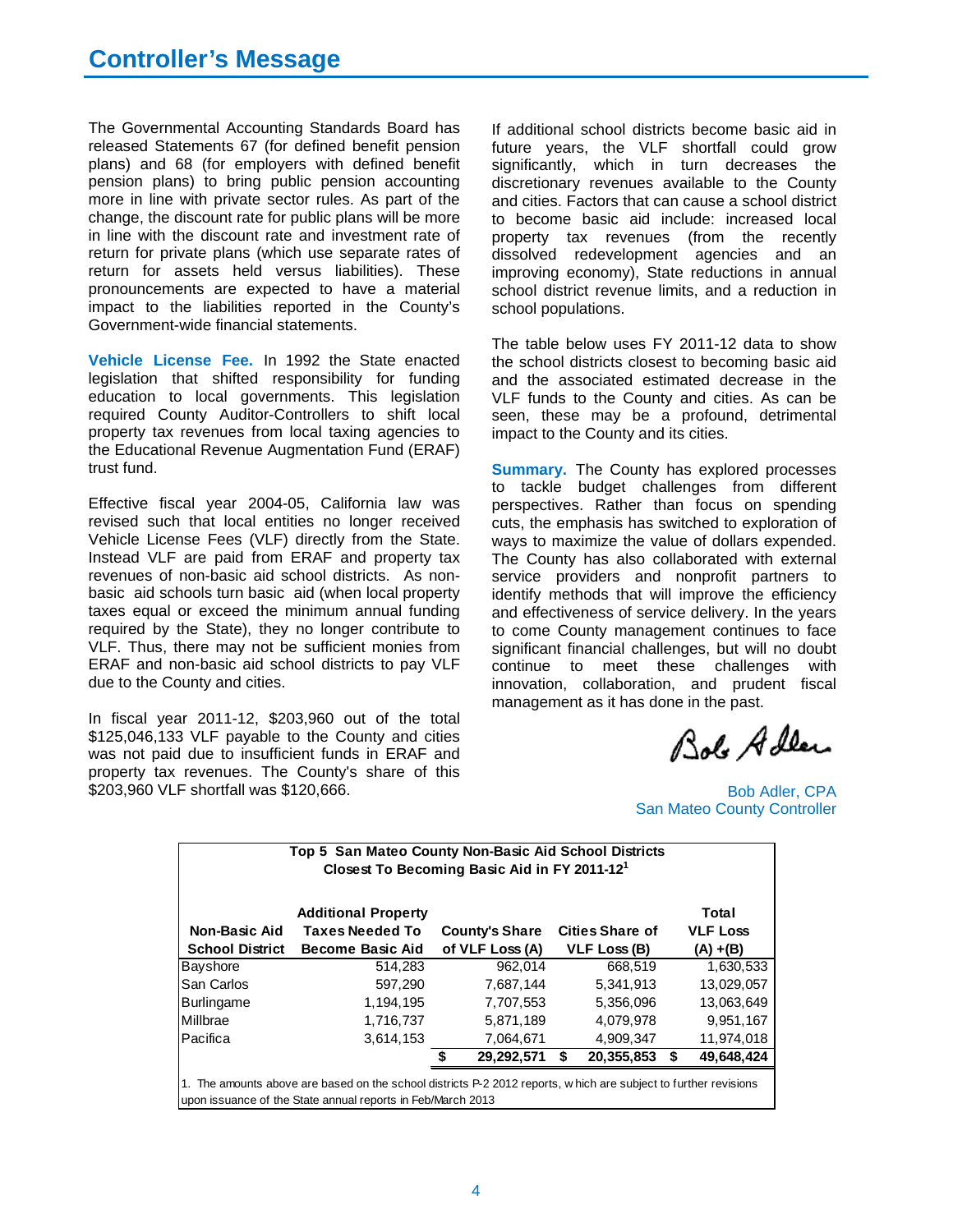## Controller's Message

The Governmental Accounting Standards Board has released Statements 67 (for defined benefit pension plans) and 68 (for employers with defined benefit pension plans) to bring public pension accounting more in line with private sector rules. As part of the change, the discount rate for public plans will be more in line with the discount rate and investment rate of return for private plans (which use separate rates of return for assets held versus liabilities). These pronouncements are expected to have a material impact to the liabilities reported in the County's Government-wide financial statements.

**Vehicle License Fee.** In 1992 the State enacted legislation that shifted responsibility for funding education to local governments. This legislation required County Auditor-Controllers to shift local property tax revenues from local taxing agencies to the Educational Revenue Augmentation Fund (ERAF) trust fund.

Effective fiscal year 2004-05, California law was revised such that local entities no longer received Vehicle License Fees (VLF) directly from the State. Instead VLF are paid from ERAF and property tax revenues of non-basic aid school districts. As non-basic aid schools turn basic aid (when local property taxes equal or exceed the minimum annual funding required by the State), they no longer contribute to VLF. Thus, there may not be sufficient monies from ERAF and non-basic aid school districts to pay VLF due to the County and cities.

In fiscal year 2011-12, $203,960 out of the total $125,046,133 VLF payable to the County and cities was not paid due to insufficient funds in ERAF and property tax revenues. The County's share of this $203,960 VLF shortfall was $120,666.

If additional school districts become basic aid in future years, the VLF shortfall could grow significantly, which in turn decreases the discretionary revenues available to the County and cities. Factors that can cause a school district to become basic aid include: increased local property tax revenues (from the recently dissolved redevelopment agencies and an improving economy), State reductions in annual school district revenue limits, and a reduction in school populations.

The table below uses FY 2011-12 data to show the school districts closest to becoming basic aid and the associated estimated decrease in the VLF funds to the County and cities. As can be seen, these may be a profound, detrimental impact to the County and its cities.

**Summary.** The County has explored processes to tackle budget challenges from different perspectives. Rather than focus on spending cuts, the emphasis has switched to exploration of ways to maximize the value of dollars expended. The County has also collaborated with external service providers and nonprofit partners to identify methods that will improve the efficiency and effectiveness of service delivery. In the years to come County management continues to face significant financial challenges, but will no doubt continue to meet these challenges with innovation, collaboration, and prudent fiscal management as it has done in the past.

Bob Adler, CPA
San Mateo County Controller

**Top 5 San Mateo County Non-Basic Aid School Districts Closest To Becoming Basic Aid in FY 2011-12[1]**

| Non-Basic Aid School District | Additional Property Taxes Needed To Become Basic Aid | County's Share of VLF Loss (A) | Cities Share of VLF Loss (B) | Total VLF Loss (A) +(B) |
|---|---|---|---|---|
| Bayshore | 514,283 | 962,014 | 668,519 | 1,630,533 |
| San Carlos | 597,290 | 7,687,144 | 5,341,913 | 13,029,057 |
| Burlingame | 1,194,195 | 7,707,553 | 5,356,096 | 13,063,649 |
| Millbrae | 1,716,737 | 5,871,189 | 4,079,978 | 9,951,167 |
| Pacifica | 3,614,153 | 7,064,671 | 4,909,347 | 11,974,018 |
| | | **$ 29,292,571** | **$ 20,355,853** | **$ 49,648,424** |

1. The amounts above are based on the school districts P-2 2012 reports, which are subject to further revisions upon issuance of the State annual reports in Feb/March 2013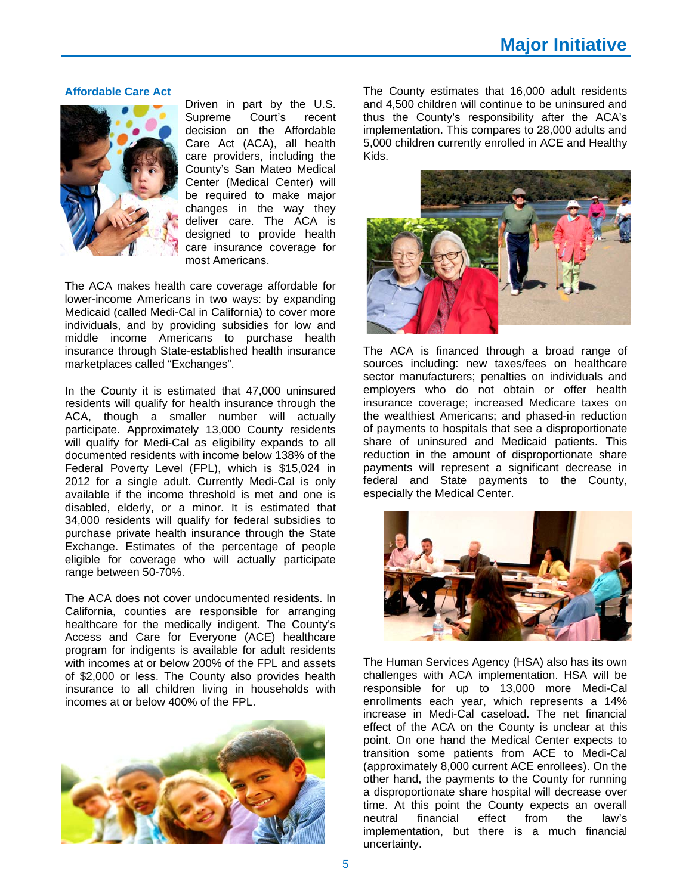## Affordable Care Act

Driven in part by the U.S. Supreme Court's recent decision on the Affordable Care Act (ACA), all health care providers, including the County's San Mateo Medical Center (Medical Center) will be required to make major changes in the way they deliver care. The ACA is designed to provide health care insurance coverage for most Americans.

The ACA makes health care coverage affordable for lower-income Americans in two ways: by expanding Medicaid (called Medi-Cal in California) to cover more individuals, and by providing subsidies for low and middle income Americans to purchase health insurance through State-established health insurance marketplaces called "Exchanges".

In the County it is estimated that 47,000 uninsured residents will qualify for health insurance through the ACA, though a smaller number will actually participate. Approximately 13,000 County residents will qualify for Medi-Cal as eligibility expands to all documented residents with income below 138% of the Federal Poverty Level (FPL), which is $15,024 in 2012 for a single adult. Currently Medi-Cal is only available if the income threshold is met and one is disabled, elderly, or a minor. It is estimated that 34,000 residents will qualify for federal subsidies to purchase private health insurance through the State Exchange. Estimates of the percentage of people eligible for coverage who will actually participate range between 50-70%.

The ACA does not cover undocumented residents. In California, counties are responsible for arranging healthcare for the medically indigent. The County's Access and Care for Everyone (ACE) healthcare program for indigents is available for adult residents with incomes at or below 200% of the FPL and assets of $2,000 or less. The County also provides health insurance to all children living in households with incomes at or below 400% of the FPL.

The County estimates that 16,000 adult residents and 4,500 children will continue to be uninsured and thus the County's responsibility after the ACA's implementation. This compares to 28,000 adults and 5,000 children currently enrolled in ACE and Healthy Kids.

The ACA is financed through a broad range of sources including: new taxes/fees on healthcare sector manufacturers; penalties on individuals and employers who do not obtain or offer health insurance coverage; increased Medicare taxes on the wealthiest Americans; and phased-in reduction of payments to hospitals that see a disproportionate share of uninsured and Medicaid patients. This reduction in the amount of disproportionate share payments will represent a significant decrease in federal and State payments to the County, especially the Medical Center.

The Human Services Agency (HSA) also has its own challenges with ACA implementation. HSA will be responsible for up to 13,000 more Medi-Cal enrollments each year, which represents a 14% increase in Medi-Cal caseload. The net financial effect of the ACA on the County is unclear at this point. On one hand the Medical Center expects to transition some patients from ACE to Medi-Cal (approximately 8,000 current ACE enrollees). On the other hand, the payments to the County for running a disproportionate share hospital will decrease over time. At this point the County expects an overall neutral financial effect from the law's implementation, but there is a much financial uncertainty.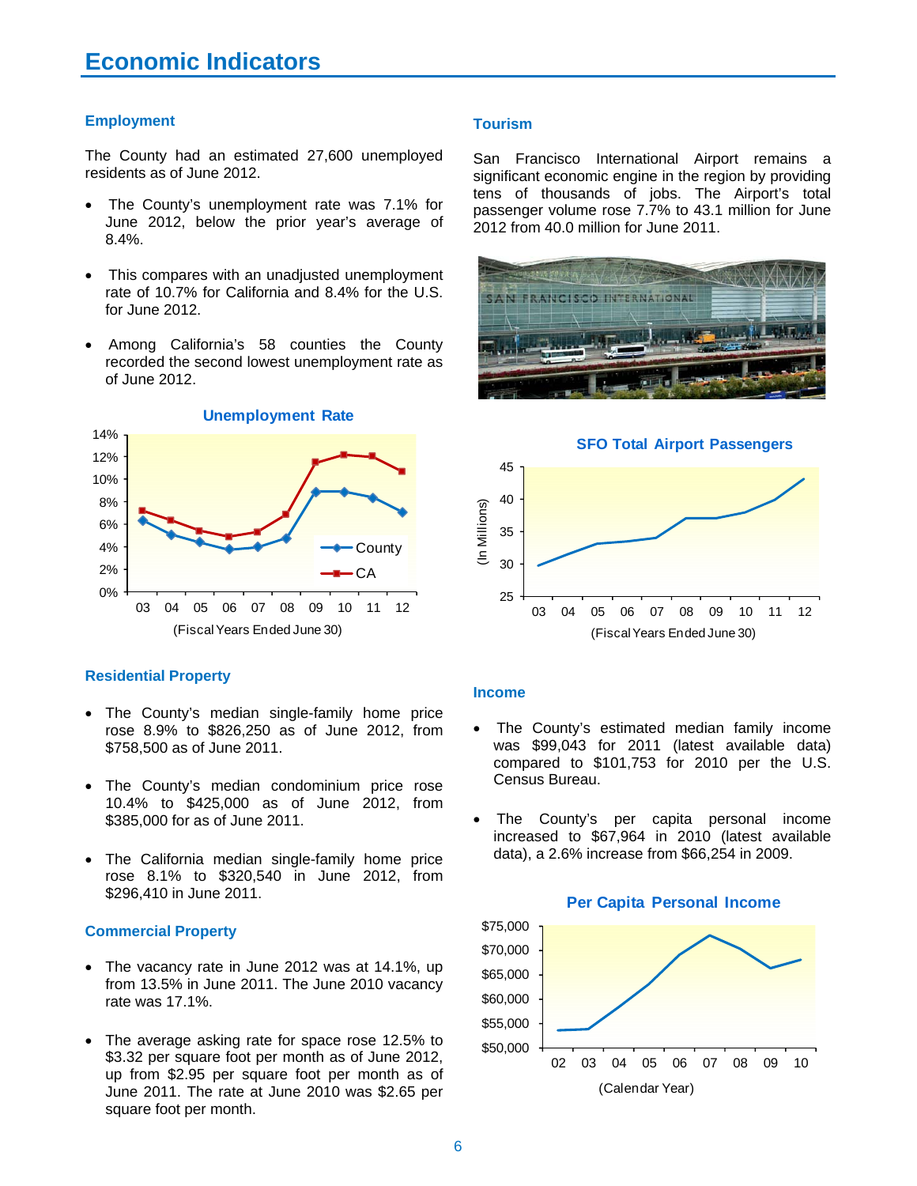# Economic Indicators

## Employment

The County had an estimated 27,600 unemployed residents as of June 2012.

- The County's unemployment rate was 7.1% for June 2012, below the prior year's average of 8.4%.
- This compares with an unadjusted unemployment rate of 10.7% for California and 8.4% for the U.S. for June 2012.
- Among California's 58 counties the County recorded the second lowest unemployment rate as of June 2012.

**Unemployment Rate**

(Fiscal Years Ended June 30)

## Residential Property

- The County's median single-family home price rose 8.9% to $826,250 as of June 2012, from $758,500 as of June 2011.
- The County's median condominium price rose 10.4% to $425,000 as of June 2012, from $385,000 for as of June 2011.
- The California median single-family home price rose 8.1% to $320,540 in June 2012, from $296,410 in June 2011.

## Commercial Property

- The vacancy rate in June 2012 was at 14.1%, up from 13.5% in June 2011. The June 2010 vacancy rate was 17.1%.
- The average asking rate for space rose 12.5% to $3.32 per square foot per month as of June 2012, up from $2.95 per square foot per month as of June 2011. The rate at June 2010 was $2.65 per square foot per month.

## Tourism

San Francisco International Airport remains a significant economic engine in the region by providing tens of thousands of jobs. The Airport's total passenger volume rose 7.7% to 43.1 million for June 2012 from 40.0 million for June 2011.

**SFO Total Airport Passengers**

(In Millions)

(Fiscal Years Ended June 30)

## Income

- The County's estimated median family income was $99,043 for 2011 (latest available data) compared to $101,753 for 2010 per the U.S. Census Bureau.
- The County's per capita personal income increased to $67,964 in 2010 (latest available data), a 2.6% increase from $66,254 in 2009.

**Per Capita Personal Income**

(Calendar Year)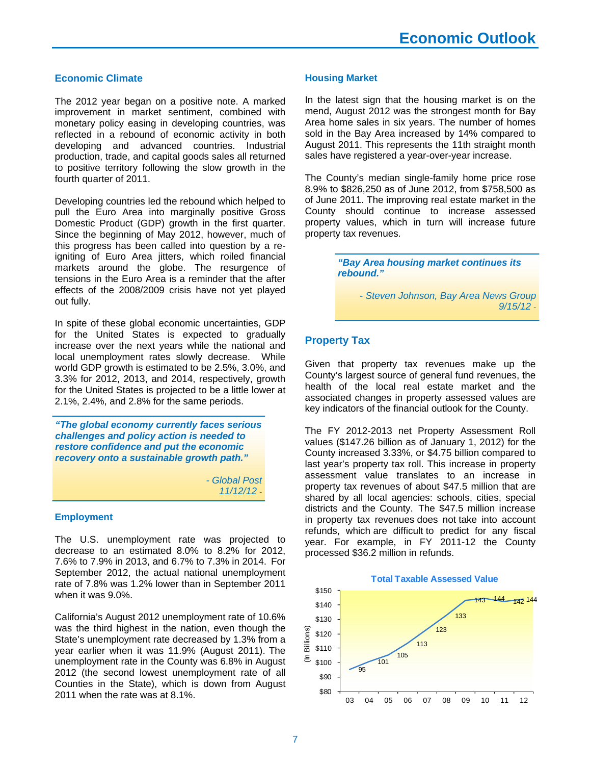# Economic Outlook

## Economic Climate

The 2012 year began on a positive note. A marked improvement in market sentiment, combined with monetary policy easing in developing countries, was reflected in a rebound of economic activity in both developing and advanced countries. Industrial production, trade, and capital goods sales all returned to positive territory following the slow growth in the fourth quarter of 2011.

Developing countries led the rebound which helped to pull the Euro Area into marginally positive Gross Domestic Product (GDP) growth in the first quarter. Since the beginning of May 2012, however, much of this progress has been called into question by a re-igniting of Euro Area jitters, which roiled financial markets around the globe. The resurgence of tensions in the Euro Area is a reminder that the after effects of the 2008/2009 crisis have not yet played out fully.

In spite of these global economic uncertainties, GDP for the United States is expected to gradually increase over the next years while the national and local unemployment rates slowly decrease. While world GDP growth is estimated to be 2.5%, 3.0%, and 3.3% for 2012, 2013, and 2014, respectively, growth for the United States is projected to be a little lower at 2.1%, 2.4%, and 2.8% for the same periods.

> ***"The global economy currently faces serious challenges and policy action is needed to restore confidence and put the economic recovery onto a sustainable growth path."***
>
> *- Global Post 11/12/12 -*

## Employment

The U.S. unemployment rate was projected to decrease to an estimated 8.0% to 8.2% for 2012, 7.6% to 7.9% in 2013, and 6.7% to 7.3% in 2014. For September 2012, the actual national unemployment rate of 7.8% was 1.2% lower than in September 2011 when it was 9.0%.

California's August 2012 unemployment rate of 10.6% was the third highest in the nation, even though the State's unemployment rate decreased by 1.3% from a year earlier when it was 11.9% (August 2011). The unemployment rate in the County was 6.8% in August 2012 (the second lowest unemployment rate of all Counties in the State), which is down from August 2011 when the rate was at 8.1%.

## Housing Market

In the latest sign that the housing market is on the mend, August 2012 was the strongest month for Bay Area home sales in six years. The number of homes sold in the Bay Area increased by 14% compared to August 2011. This represents the 11th straight month sales have registered a year-over-year increase.

The County's median single-family home price rose 8.9% to $826,250 as of June 2012, from $758,500 as of June 2011. The improving real estate market in the County should continue to increase assessed property values, which in turn will increase future property tax revenues.

> ***"Bay Area housing market continues its rebound."***
>
> *- Steven Johnson, Bay Area News Group 9/15/12 -*

## Property Tax

Given that property tax revenues make up the County's largest source of general fund revenues, the health of the local real estate market and the associated changes in property assessed values are key indicators of the financial outlook for the County.

The FY 2012-2013 net Property Assessment Roll values ($147.26 billion as of January 1, 2012) for the County increased 3.33%, or $4.75 billion compared to last year's property tax roll. This increase in property assessment value translates to an increase in property tax revenues of about $47.5 million that are shared by all local agencies: schools, cities, special districts and the County. The $47.5 million increase in property tax revenues does not take into account refunds, which are difficult to predict for any fiscal year. For example, in FY 2011-12 the County processed $36.2 million in refunds.

**Total Taxable Assessed Value**

| Year | 03 | 04 | 05 | 06 | 07 | 08 | 09 | 10 | 11 | 12 |
|---|---|---|---|---|---|---|---|---|---|---|
| (In Billions) | 95 | 101 | 105 | 113 | 123 | 133 | 143 | 144 | 142 | 144 |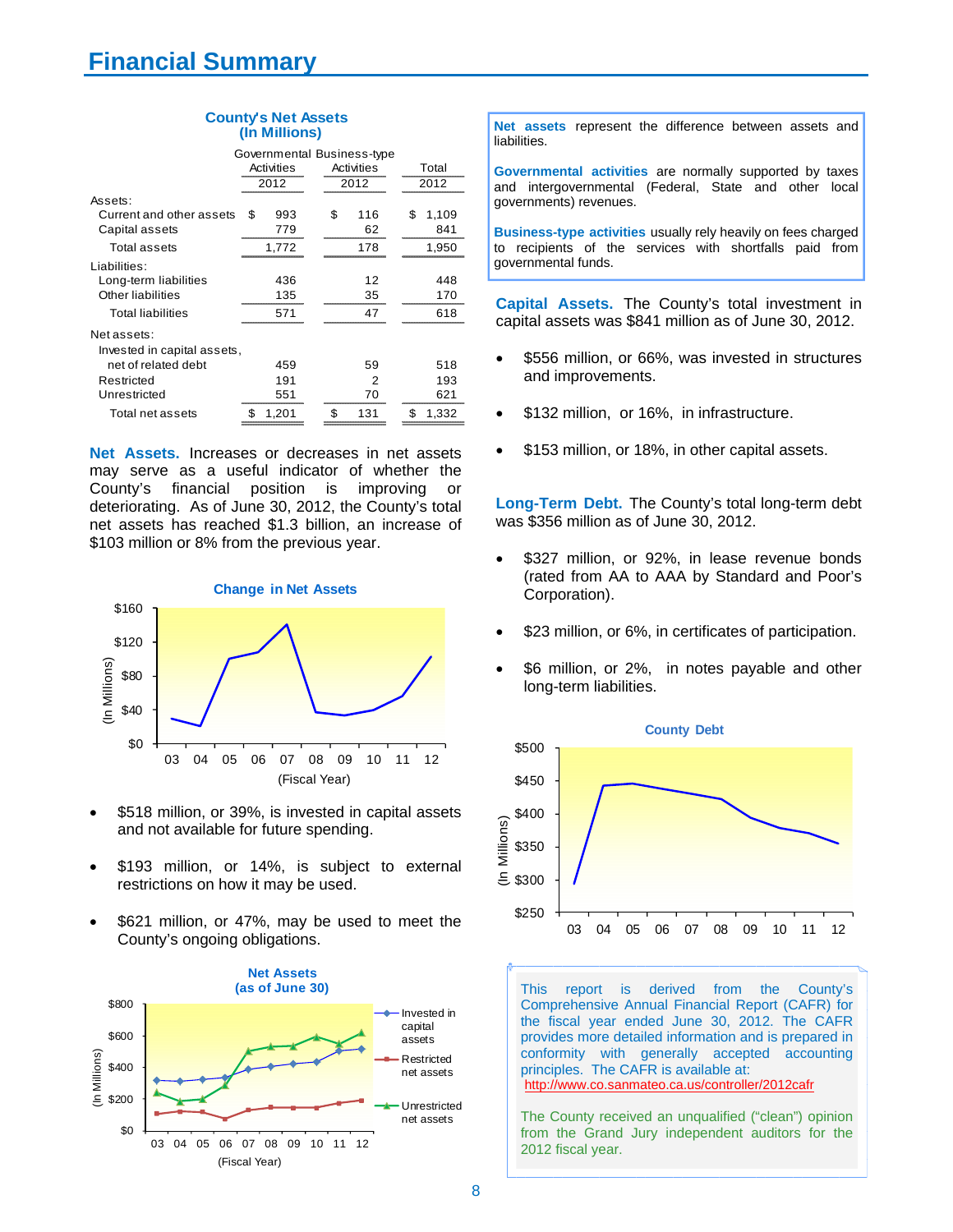# Financial Summary

**County's Net Assets (In Millions)**

| | Governmental Activities 2012 | Business-type Activities 2012 | Total 2012 |
|---|---|---|---|
| **Assets:** | | | |
| Current and other assets | $ 993 | $ 116 | $ 1,109 |
| Capital assets | 779 | 62 | 841 |
| Total assets | 1,772 | 178 | 1,950 |
| **Liabilities:** | | | |
| Long-term liabilities | 436 | 12 | 448 |
| Other liabilities | 135 | 35 | 170 |
| Total liabilities | 571 | 47 | 618 |
| **Net assets:** | | | |
| Invested in capital assets, net of related debt | 459 | 59 | 518 |
| Restricted | 191 | 2 | 193 |
| Unrestricted | 551 | 70 | 621 |
| Total net assets | $ 1,201 | $ 131 | $ 1,332 |

**Net assets** represent the difference between assets and liabilities.

**Governmental activities** are normally supported by taxes and intergovernmental (Federal, State and other local governments) revenues.

**Business-type activities** usually rely heavily on fees charged to recipients of the services with shortfalls paid from governmental funds.

**Net Assets.** Increases or decreases in net assets may serve as a useful indicator of whether the County's financial position is improving or deteriorating. As of June 30, 2012, the County's total net assets has reached $1.3 billion, an increase of $103 million or 8% from the previous year.

**Change in Net Assets**

- $518 million, or 39%, is invested in capital assets and not available for future spending.
- $193 million, or 14%, is subject to external restrictions on how it may be used.
- $621 million, or 47%, may be used to meet the County's ongoing obligations.

**Net Assets (as of June 30)**

**Capital Assets.** The County's total investment in capital assets was $841 million as of June 30, 2012.

- $556 million, or 66%, was invested in structures and improvements.
- $132 million, or 16%, in infrastructure.
- $153 million, or 18%, in other capital assets.

**Long-Term Debt.** The County's total long-term debt was $356 million as of June 30, 2012.

- $327 million, or 92%, in lease revenue bonds (rated from AA to AAA by Standard and Poor's Corporation).
- $23 million, or 6%, in certificates of participation.
- $6 million, or 2%, in notes payable and other long-term liabilities.

**County Debt**

This report is derived from the County's Comprehensive Annual Financial Report (CAFR) for the fiscal year ended June 30, 2012. The CAFR provides more detailed information and is prepared in conformity with generally accepted accounting principles. The CAFR is available at: http://www.co.sanmateo.ca.us/controller/2012cafr

The County received an unqualified ("clean") opinion from the Grand Jury independent auditors for the 2012 fiscal year.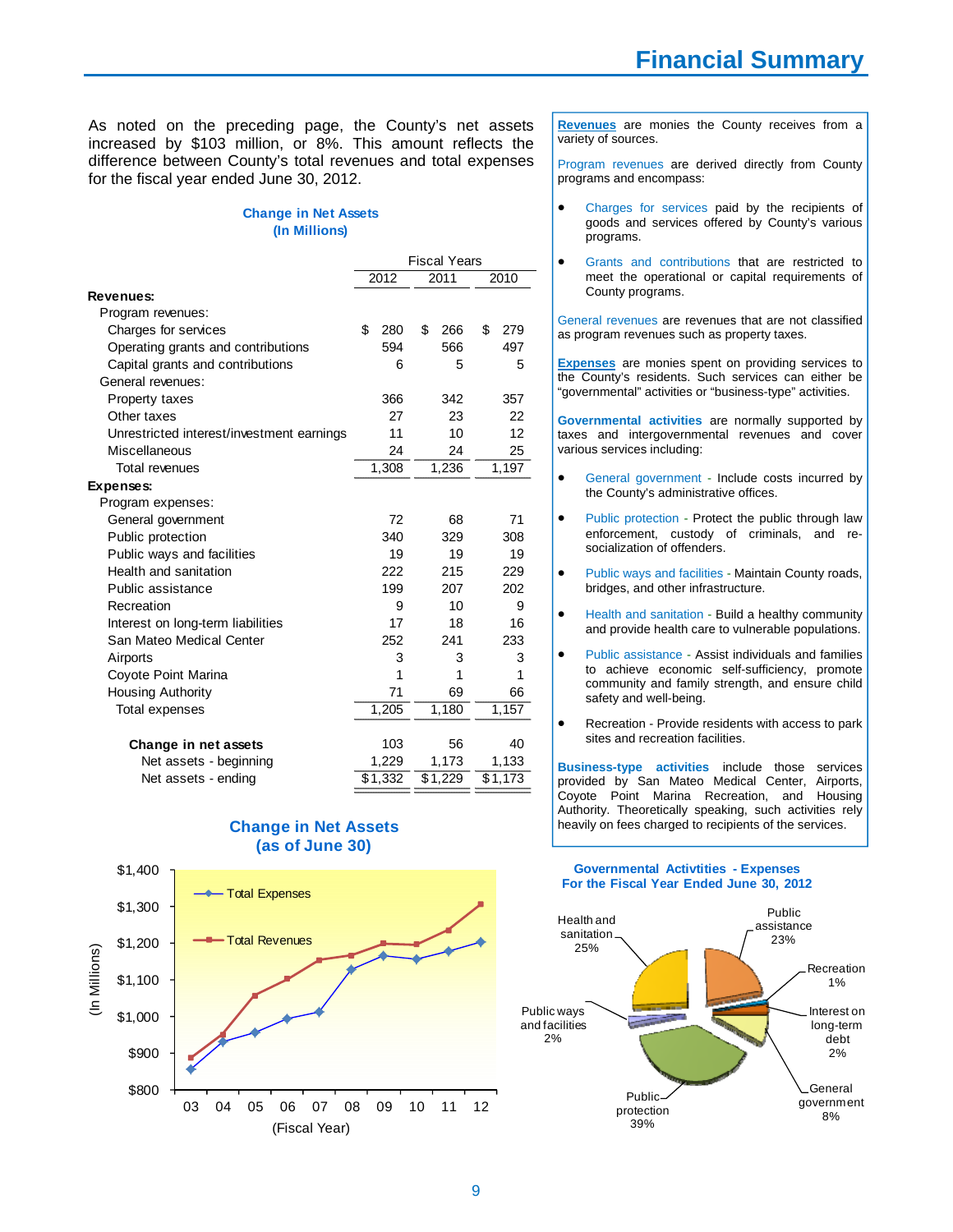# Financial Summary

As noted on the preceding page, the County's net assets increased by $103 million, or 8%. This amount reflects the difference between County's total revenues and total expenses for the fiscal year ended June 30, 2012.

**Change in Net Assets (In Millions)**

| | Fiscal Years 2012 | 2011 | 2010 |
|---|---|---|---|
| **Revenues:** | | | |
| Program revenues: | | | |
| Charges for services | $ 280 | $ 266 | $ 279 |
| Operating grants and contributions | 594 | 566 | 497 |
| Capital grants and contributions | 6 | 5 | 5 |
| General revenues: | | | |
| Property taxes | 366 | 342 | 357 |
| Other taxes | 27 | 23 | 22 |
| Unrestricted interest/investment earnings | 11 | 10 | 12 |
| Miscellaneous | 24 | 24 | 25 |
| Total revenues | 1,308 | 1,236 | 1,197 |
| **Expenses:** | | | |
| Program expenses: | | | |
| General government | 72 | 68 | 71 |
| Public protection | 340 | 329 | 308 |
| Public ways and facilities | 19 | 19 | 19 |
| Health and sanitation | 222 | 215 | 229 |
| Public assistance | 199 | 207 | 202 |
| Recreation | 9 | 10 | 9 |
| Interest on long-term liabilities | 17 | 18 | 16 |
| San Mateo Medical Center | 252 | 241 | 233 |
| Airports | 3 | 3 | 3 |
| Coyote Point Marina | 1 | 1 | 1 |
| Housing Authority | 71 | 69 | 66 |
| Total expenses | 1,205 | 1,180 | 1,157 |
| **Change in net assets** | 103 | 56 | 40 |
| Net assets - beginning | 1,229 | 1,173 | 1,133 |
| Net assets - ending | $1,332 | $1,229 | $1,173 |

**Change in Net Assets (as of June 30)**

| Fiscal Year | 03 | 04 | 05 | 06 | 07 | 08 | 09 | 10 | 11 | 12 |
|---|---|---|---|---|---|---|---|---|---|---|
| Total Expenses (In Millions) | ~$855 | ~$930 | ~$955 | ~$995 | ~$1,015 | ~$1,130 | ~$1,165 | ~$1,157 | $1,180 | $1,205 |
| Total Revenues (In Millions) | ~$890 | ~$950 | ~$1,060 | ~$1,105 | ~$1,155 | ~$1,165 | ~$1,200 | $1,197 | $1,236 | $1,308 |

**Revenues** are monies the County receives from a variety of sources.

Program revenues are derived directly from County programs and encompass:

- Charges for services paid by the recipients of goods and services offered by County's various programs.
- Grants and contributions that are restricted to meet the operational or capital requirements of County programs.

General revenues are revenues that are not classified as program revenues such as property taxes.

**Expenses** are monies spent on providing services to the County's residents. Such services can either be "governmental" activities or "business-type" activities.

**Governmental activities** are normally supported by taxes and intergovernmental revenues and cover various services including:

- General government - Include costs incurred by the County's administrative offices.
- Public protection - Protect the public through law enforcement, custody of criminals, and re-socialization of offenders.
- Public ways and facilities - Maintain County roads, bridges, and other infrastructure.
- Health and sanitation - Build a healthy community and provide health care to vulnerable populations.
- Public assistance - Assist individuals and families to achieve economic self-sufficiency, promote community and family strength, and ensure child safety and well-being.
- Recreation - Provide residents with access to park sites and recreation facilities.

**Business-type activities** include those services provided by San Mateo Medical Center, Airports, Coyote Point Marina Recreation, and Housing Authority. Theoretically speaking, such activities rely heavily on fees charged to recipients of the services.

**Governmental Activtities - Expenses For the Fiscal Year Ended June 30, 2012**

| Category | Percentage |
|---|---|
| Health and sanitation | 25% |
| Public assistance | 23% |
| Recreation | 1% |
| Interest on long-term debt | 2% |
| General government | 8% |
| Public protection | 39% |
| Public ways and facilities | 2% |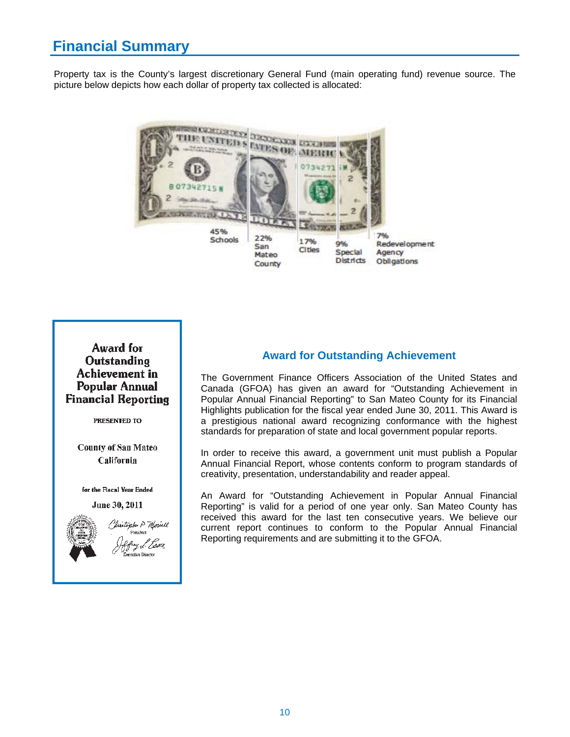## Financial Summary

Property tax is the County's largest discretionary General Fund (main operating fund) revenue source. The picture below depicts how each dollar of property tax collected is allocated:

45% Schools

22% San Mateo County

17% Cities

9% Special Districts

7% Redevelopment Agency Obligations

Award for Outstanding Achievement in Popular Annual Financial Reporting

PRESENTED TO

County of San Mateo California

for the Fiscal Year Ended

June 30, 2011

President

Executive Director

### Award for Outstanding Achievement

The Government Finance Officers Association of the United States and Canada (GFOA) has given an award for "Outstanding Achievement in Popular Annual Financial Reporting" to San Mateo County for its Financial Highlights publication for the fiscal year ended June 30, 2011. This Award is a prestigious national award recognizing conformance with the highest standards for preparation of state and local government popular reports.

In order to receive this award, a government unit must publish a Popular Annual Financial Report, whose contents conform to program standards of creativity, presentation, understandability and reader appeal.

An Award for "Outstanding Achievement in Popular Annual Financial Reporting" is valid for a period of one year only. San Mateo County has received this award for the last ten consecutive years. We believe our current report continues to conform to the Popular Annual Financial Reporting requirements and are submitting it to the GFOA.